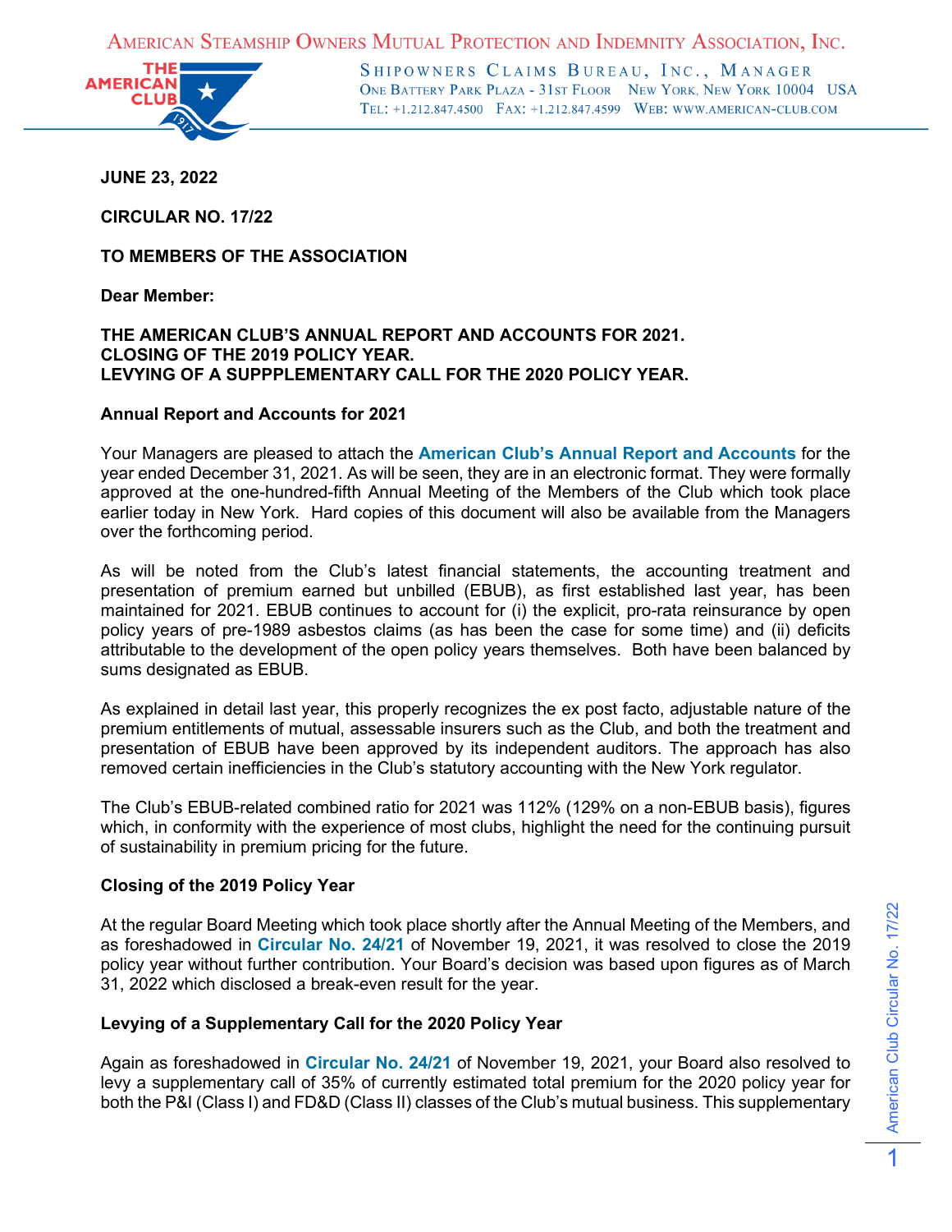AMERICAN STEAMSHIP OWNERS MUTUAL PROTECTION AND INDEMNITY ASSOCIATION, INC.

SHIPOWNERS CLAIMS BUREAU, INC., MANAGER
ONE BATTERY PARK PLAZA - 31ST FLOOR NEW YORK, NEW YORK 10004 USA
TEL: +1.212.847.4500 FAX: +1.212.847.4599 WEB: WWW.AMERICAN-CLUB.COM

**JUNE 23, 2022**

**CIRCULAR NO. 17/22**

**TO MEMBERS OF THE ASSOCIATION**

**Dear Member:**

**THE AMERICAN CLUB'S ANNUAL REPORT AND ACCOUNTS FOR 2021.**
**CLOSING OF THE 2019 POLICY YEAR.**
**LEVYING OF A SUPPPLEMENTARY CALL FOR THE 2020 POLICY YEAR.**

**Annual Report and Accounts for 2021**

Your Managers are pleased to attach the **American Club's Annual Report and Accounts** for the year ended December 31, 2021. As will be seen, they are in an electronic format. They were formally approved at the one-hundred-fifth Annual Meeting of the Members of the Club which took place earlier today in New York. Hard copies of this document will also be available from the Managers over the forthcoming period.

As will be noted from the Club's latest financial statements, the accounting treatment and presentation of premium earned but unbilled (EBUB), as first established last year, has been maintained for 2021. EBUB continues to account for (i) the explicit, pro-rata reinsurance by open policy years of pre-1989 asbestos claims (as has been the case for some time) and (ii) deficits attributable to the development of the open policy years themselves. Both have been balanced by sums designated as EBUB.

As explained in detail last year, this properly recognizes the ex post facto, adjustable nature of the premium entitlements of mutual, assessable insurers such as the Club, and both the treatment and presentation of EBUB have been approved by its independent auditors. The approach has also removed certain inefficiencies in the Club's statutory accounting with the New York regulator.

The Club's EBUB-related combined ratio for 2021 was 112% (129% on a non-EBUB basis), figures which, in conformity with the experience of most clubs, highlight the need for the continuing pursuit of sustainability in premium pricing for the future.

**Closing of the 2019 Policy Year**

At the regular Board Meeting which took place shortly after the Annual Meeting of the Members, and as foreshadowed in **Circular No. 24/21** of November 19, 2021, it was resolved to close the 2019 policy year without further contribution. Your Board's decision was based upon figures as of March 31, 2022 which disclosed a break-even result for the year.

**Levying of a Supplementary Call for the 2020 Policy Year**

Again as foreshadowed in **Circular No. 24/21** of November 19, 2021, your Board also resolved to levy a supplementary call of 35% of currently estimated total premium for the 2020 policy year for both the P&I (Class I) and FD&D (Class II) classes of the Club's mutual business. This supplementary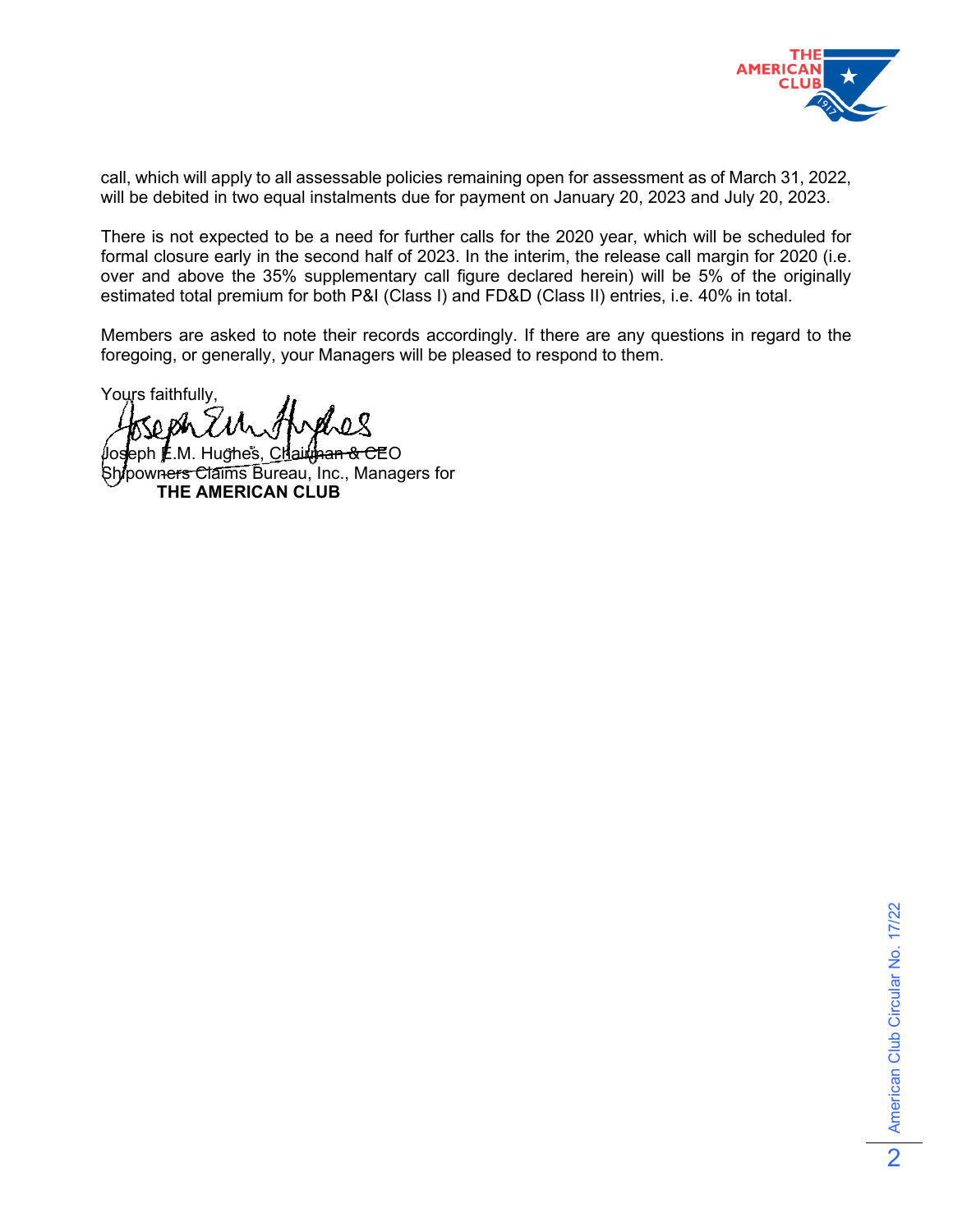call, which will apply to all assessable policies remaining open for assessment as of March 31, 2022, will be debited in two equal instalments due for payment on January 20, 2023 and July 20, 2023.

There is not expected to be a need for further calls for the 2020 year, which will be scheduled for formal closure early in the second half of 2023. In the interim, the release call margin for 2020 (i.e. over and above the 35% supplementary call figure declared herein) will be 5% of the originally estimated total premium for both P&I (Class I) and FD&D (Class II) entries, i.e. 40% in total.

Members are asked to note their records accordingly. If there are any questions in regard to the foregoing, or generally, your Managers will be pleased to respond to them.

Yours faithfully,

Joseph E.M. Hughes, Chairman & CEO
Shipowners Claims Bureau, Inc., Managers for
**THE AMERICAN CLUB**